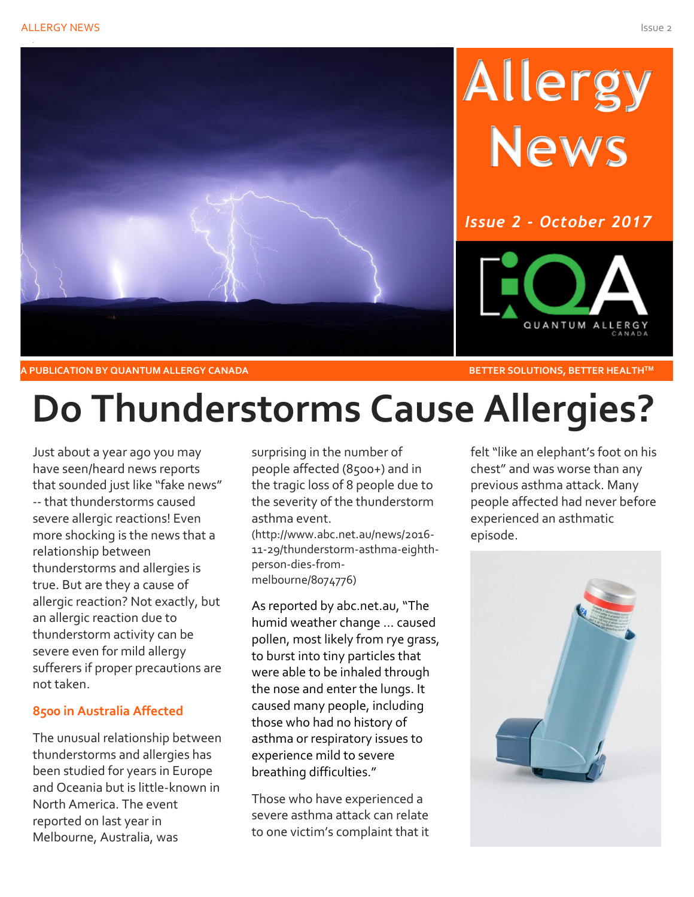# Allergy News

***Issue 2 - October 2017***

QUANTUM ALLERGY CANADA

**A PUBLICATION BY QUANTUM ALLERGY CANADA** **BETTER SOLUTIONS, BETTER HEALTH™**

# Do Thunderstorms Cause Allergies?

Just about a year ago you may have seen/heard news reports that sounded just like "fake news" -- that thunderstorms caused severe allergic reactions! Even more shocking is the news that a relationship between thunderstorms and allergies is true. But are they a cause of allergic reaction? Not exactly, but an allergic reaction due to thunderstorm activity can be severe even for mild allergy sufferers if proper precautions are not taken.

## 8500 in Australia Affected

The unusual relationship between thunderstorms and allergies has been studied for years in Europe and Oceania but is little-known in North America. The event reported on last year in Melbourne, Australia, was surprising in the number of people affected (8500+) and in the tragic loss of 8 people due to the severity of the thunderstorm asthma event.
(http://www.abc.net.au/news/2016-11-29/thunderstorm-asthma-eighth-person-dies-from-melbourne/8074776)

As reported by abc.net.au, "The humid weather change ... caused pollen, most likely from rye grass, to burst into tiny particles that were able to be inhaled through the nose and enter the lungs. It caused many people, including those who had no history of asthma or respiratory issues to experience mild to severe breathing difficulties."

Those who have experienced a severe asthma attack can relate to one victim's complaint that it felt "like an elephant's foot on his chest" and was worse than any previous asthma attack. Many people affected had never before experienced an asthmatic episode.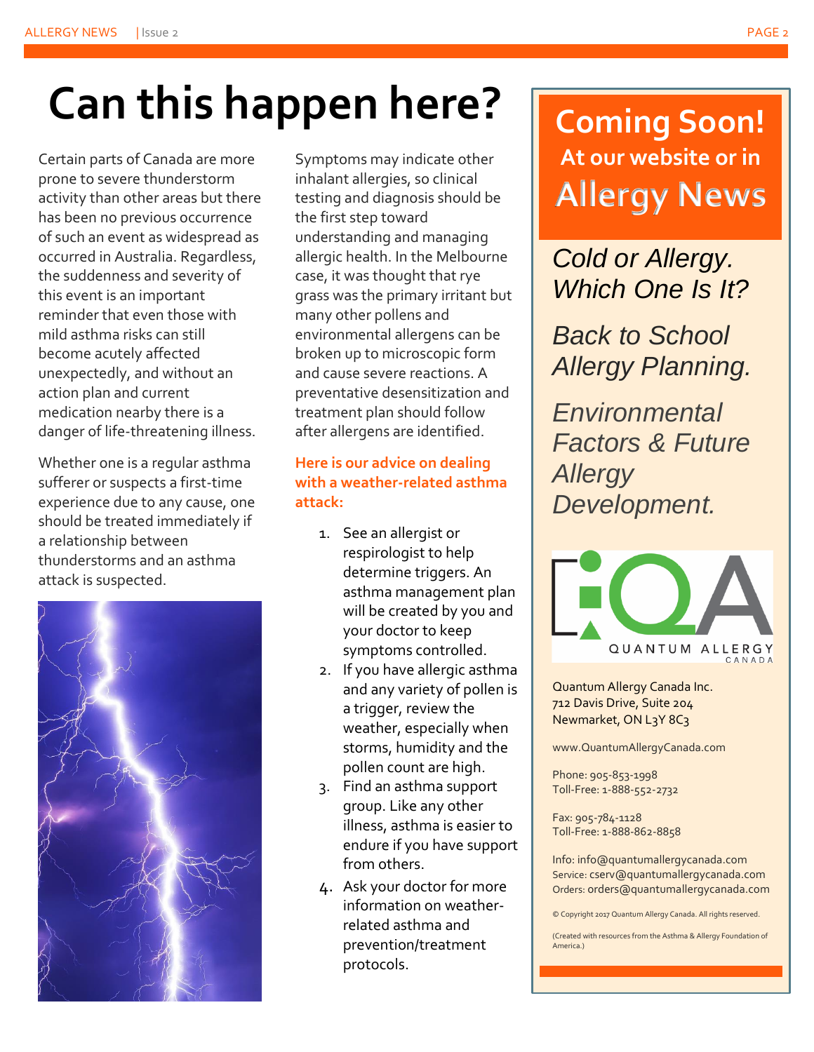# Can this happen here?

Certain parts of Canada are more prone to severe thunderstorm activity than other areas but there has been no previous occurrence of such an event as widespread as occurred in Australia. Regardless, the suddenness and severity of this event is an important reminder that even those with mild asthma risks can still become acutely affected unexpectedly, and without an action plan and current medication nearby there is a danger of life-threatening illness.

Whether one is a regular asthma sufferer or suspects a first-time experience due to any cause, one should be treated immediately if a relationship between thunderstorms and an asthma attack is suspected.

Symptoms may indicate other inhalant allergies, so clinical testing and diagnosis should be the first step toward understanding and managing allergic health. In the Melbourne case, it was thought that rye grass was the primary irritant but many other pollens and environmental allergens can be broken up to microscopic form and cause severe reactions. A preventative desensitization and treatment plan should follow after allergens are identified.

**Here is our advice on dealing with a weather-related asthma attack:**

1. See an allergist or respirologist to help determine triggers. An asthma management plan will be created by you and your doctor to keep symptoms controlled.
2. If you have allergic asthma and any variety of pollen is a trigger, review the weather, especially when storms, humidity and the pollen count are high.
3. Find an asthma support group. Like any other illness, asthma is easier to endure if you have support from others.
4. Ask your doctor for more information on weather-related asthma and prevention/treatment protocols.

## Coming Soon!

### At our website or in

## Allergy News

*Cold or Allergy. Which One Is It?*

*Back to School Allergy Planning.*

*Environmental Factors & Future Allergy Development.*

QUANTUM ALLERGY CANADA

Quantum Allergy Canada Inc.
712 Davis Drive, Suite 204
Newmarket, ON L3Y 8C3

www.QuantumAllergyCanada.com

Phone: 905-853-1998
Toll-Free: 1-888-552-2732

Fax: 905-784-1128
Toll-Free: 1-888-862-8858

Info: info@quantumallergycanada.com
Service: cserv@quantumallergycanada.com
Orders: orders@quantumallergycanada.com

© Copyright 2017 Quantum Allergy Canada. All rights reserved.

(Created with resources from the Asthma & Allergy Foundation of America.)